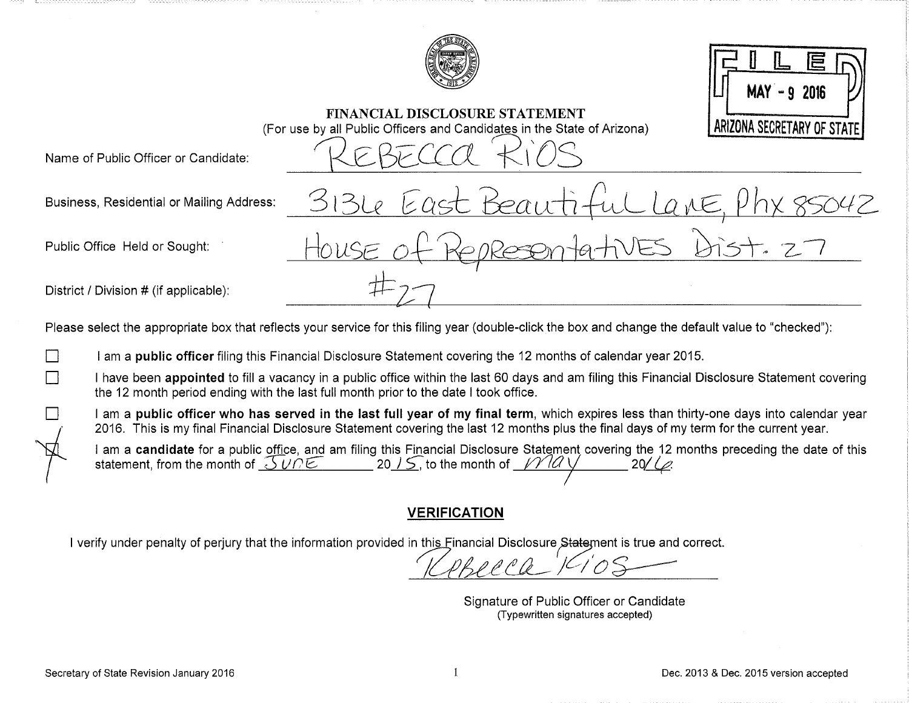FILED
MAY - 9 2016
ARIZONA SECRETARY OF STATE

# FINANCIAL DISCLOSURE STATEMENT

(For use by all Public Officers and Candidates in the State of Arizona)

Name of Public Officer or Candidate: REBECCA RIOS

Business, Residential or Mailing Address: 3136 East Beautiful Lane, Phx 85042

Public Office Held or Sought: House of Representatives Dist. 27

District / Division # (if applicable): #27

Please select the appropriate box that reflects your service for this filing year (double-click the box and change the default value to "checked"):

- [ ] I am a **public officer** filing this Financial Disclosure Statement covering the 12 months of calendar year 2015.
- [ ] I have been **appointed** to fill a vacancy in a public office within the last 60 days and am filing this Financial Disclosure Statement covering the 12 month period ending with the last full month prior to the date I took office.
- [ ] I am a **public officer who has served in the last full year of my final term**, which expires less than thirty-one days into calendar year 2016. This is my final Financial Disclosure Statement covering the last 12 months plus the final days of my term for the current year.
- [x] I am a **candidate** for a public office, and am filing this Financial Disclosure Statement covering the 12 months preceding the date of this statement, from the month of June 2015, to the month of May 2016.

## VERIFICATION

I verify under penalty of perjury that the information provided in this Financial Disclosure Statement is true and correct.

Rebecca Rios

Signature of Public Officer or Candidate
(Typewritten signatures accepted)

Secretary of State Revision January 2016

Dec. 2013 & Dec. 2015 version accepted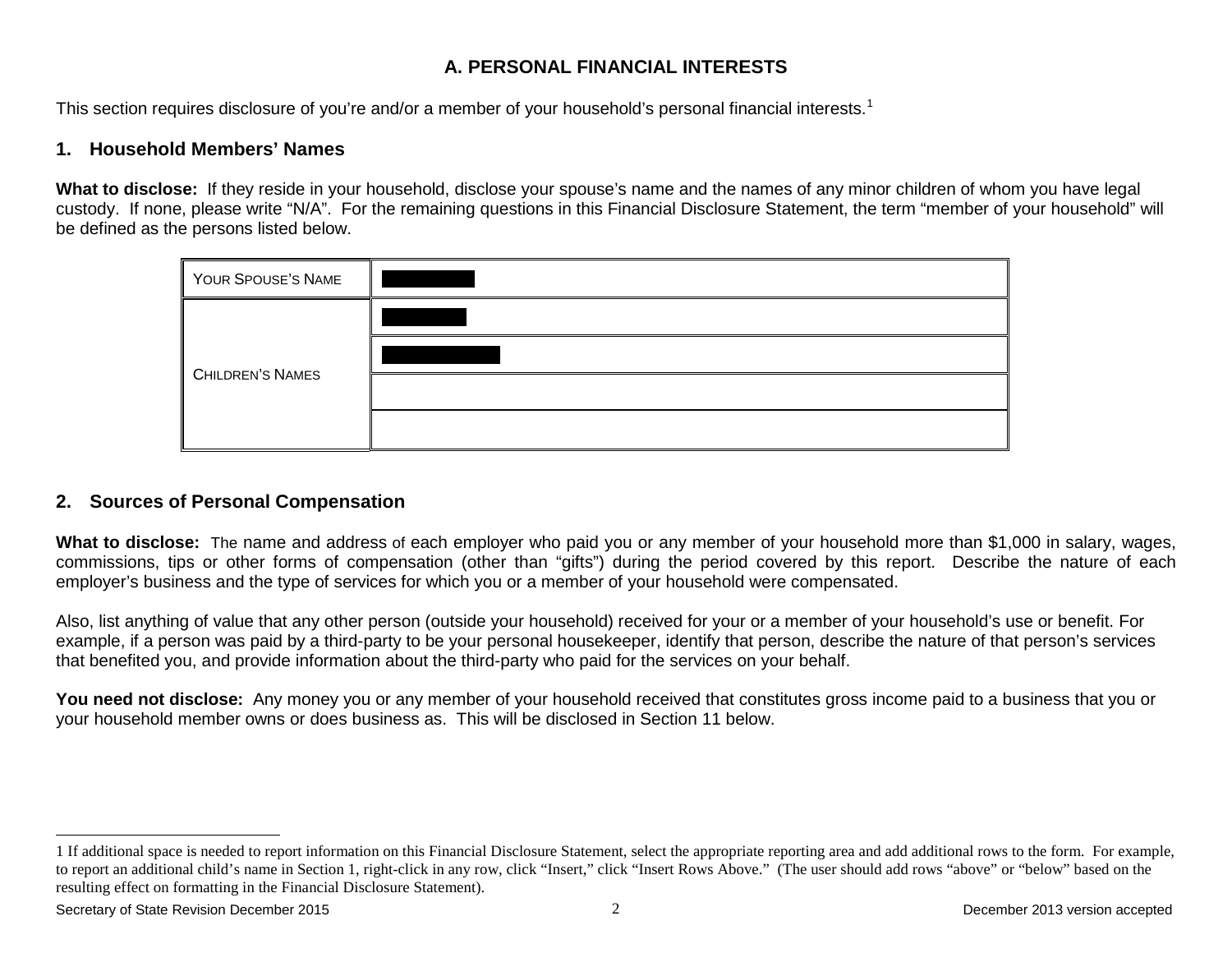## A. PERSONAL FINANCIAL INTERESTS

This section requires disclosure of you're and/or a member of your household's personal financial interests.[1]

### 1. Household Members' Names

**What to disclose:** If they reside in your household, disclose your spouse's name and the names of any minor children of whom you have legal custody. If none, please write "N/A". For the remaining questions in this Financial Disclosure Statement, the term "member of your household" will be defined as the persons listed below.

| | |
|---|---|
| YOUR SPOUSE'S NAME | [REDACTED] |
| CHILDREN'S NAMES | [REDACTED] |
| | [REDACTED] |
| | |
| | |

### 2. Sources of Personal Compensation

**What to disclose:** The name and address of each employer who paid you or any member of your household more than $1,000 in salary, wages, commissions, tips or other forms of compensation (other than "gifts") during the period covered by this report. Describe the nature of each employer's business and the type of services for which you or a member of your household were compensated.

Also, list anything of value that any other person (outside your household) received for your or a member of your household's use or benefit. For example, if a person was paid by a third-party to be your personal housekeeper, identify that person, describe the nature of that person's services that benefited you, and provide information about the third-party who paid for the services on your behalf.

**You need not disclose:** Any money you or any member of your household received that constitutes gross income paid to a business that you or your household member owns or does business as. This will be disclosed in Section 11 below.

---

1 If additional space is needed to report information on this Financial Disclosure Statement, select the appropriate reporting area and add additional rows to the form. For example, to report an additional child's name in Section 1, right-click in any row, click "Insert," click "Insert Rows Above." (The user should add rows "above" or "below" based on the resulting effect on formatting in the Financial Disclosure Statement).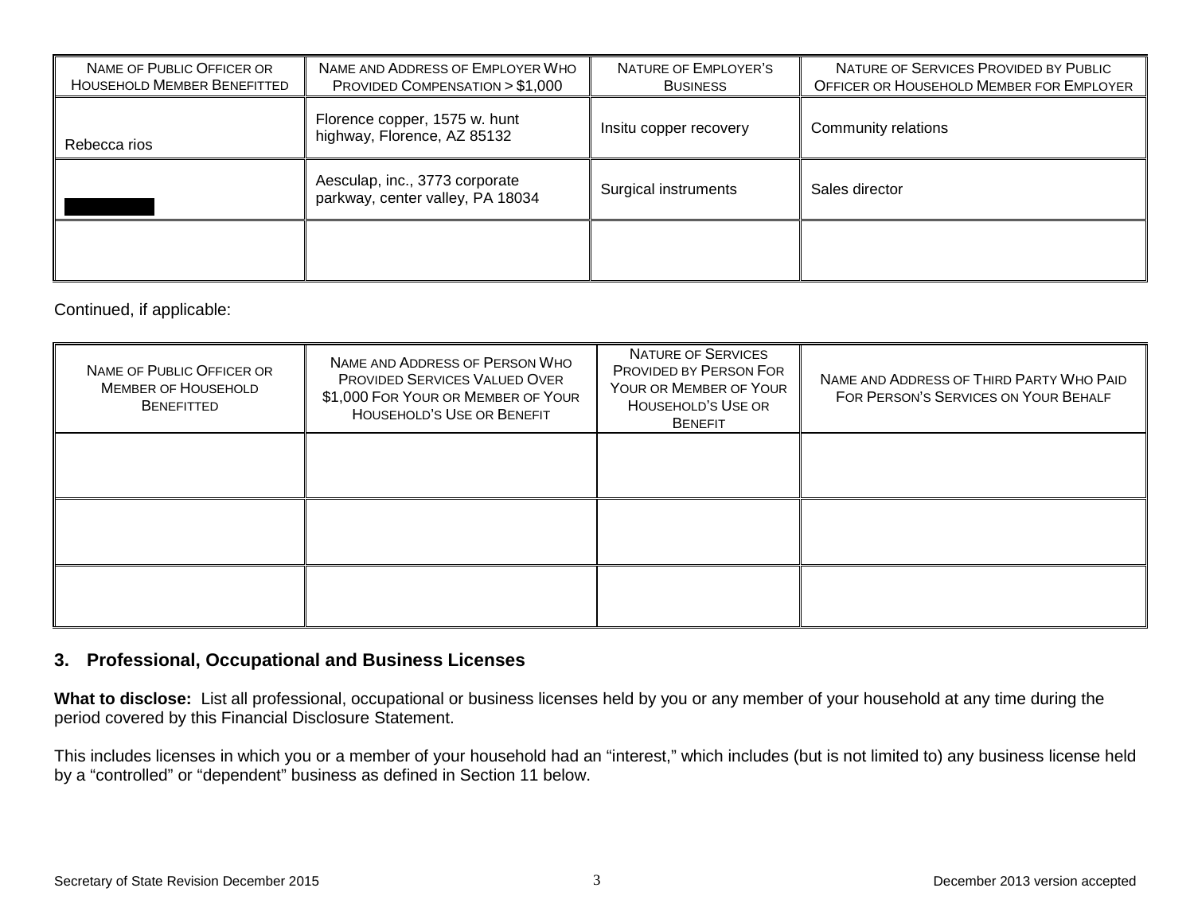| Name of Public Officer or Household Member Benefitted | Name and Address of Employer Who Provided Compensation > $1,000 | Nature of Employer's Business | Nature of Services Provided by Public Officer or Household Member for Employer |
|---|---|---|---|
| Rebecca rios | Florence copper, 1575 w. hunt highway, Florence, AZ 85132 | Insitu copper recovery | Community relations |
| [REDACTED] | Aesculap, inc., 3773 corporate parkway, center valley, PA 18034 | Surgical instruments | Sales director |
| | | | |

Continued, if applicable:

| Name of Public Officer or Member of Household Benefitted | Name and Address of Person Who Provided Services Valued Over $1,000 For Your or Member of Your Household's Use or Benefit | Nature of Services Provided by Person For Your or Member of Your Household's Use or Benefit | Name and Address of Third Party Who Paid For Person's Services on Your Behalf |
|---|---|---|---|
| | | | |
| | | | |
| | | | |

## 3. Professional, Occupational and Business Licenses

**What to disclose:** List all professional, occupational or business licenses held by you or any member of your household at any time during the period covered by this Financial Disclosure Statement.

This includes licenses in which you or a member of your household had an "interest," which includes (but is not limited to) any business license held by a "controlled" or "dependent" business as defined in Section 11 below.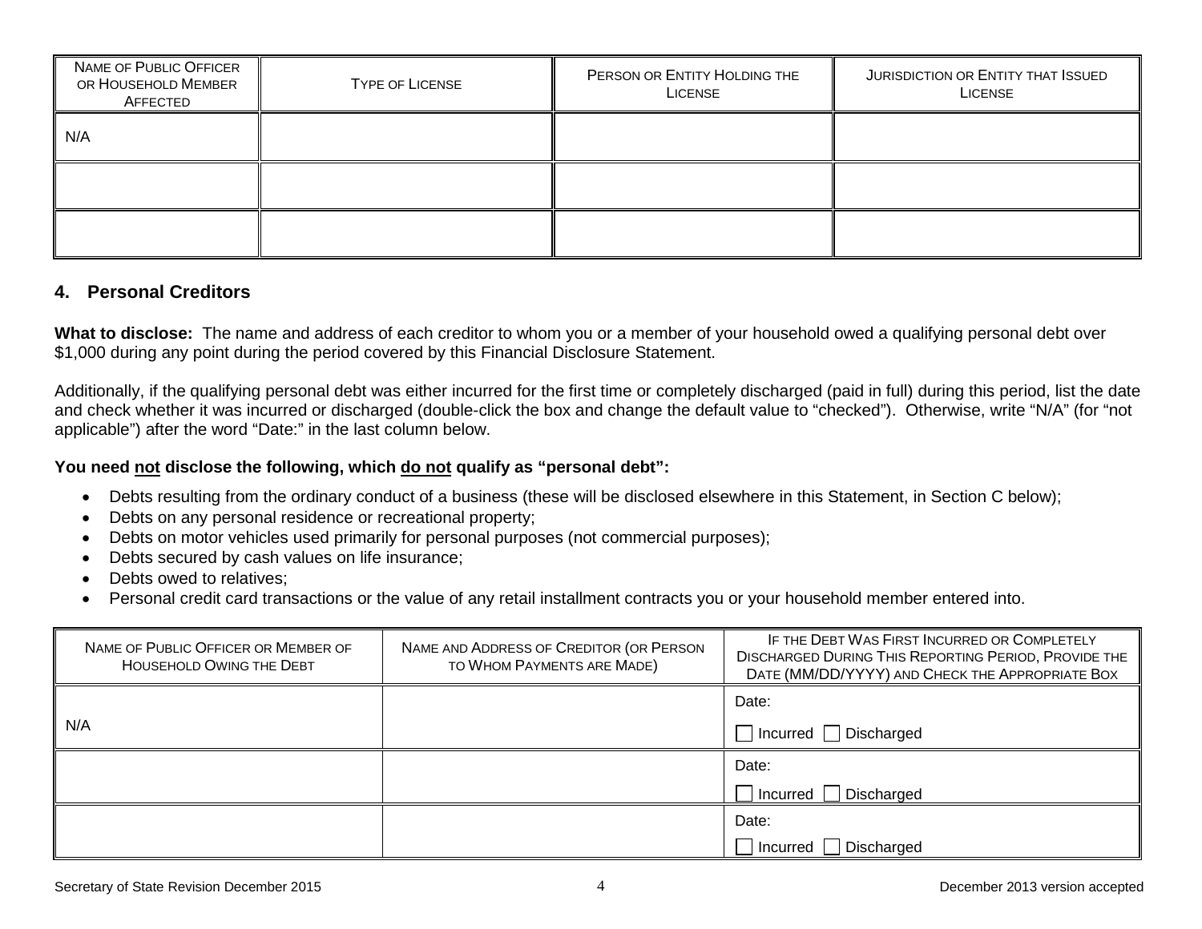| Name of Public Officer or Household Member Affected | Type of License | Person or Entity Holding the License | Jurisdiction or Entity that Issued License |
|---|---|---|---|
| N/A | | | |
| | | | |
| | | | |

### 4. Personal Creditors

**What to disclose:** The name and address of each creditor to whom you or a member of your household owed a qualifying personal debt over $1,000 during any point during the period covered by this Financial Disclosure Statement.

Additionally, if the qualifying personal debt was either incurred for the first time or completely discharged (paid in full) during this period, list the date and check whether it was incurred or discharged (double-click the box and change the default value to "checked"). Otherwise, write "N/A" (for "not applicable") after the word "Date:" in the last column below.

**You need not disclose the following, which do not qualify as "personal debt":**

- Debts resulting from the ordinary conduct of a business (these will be disclosed elsewhere in this Statement, in Section C below);
- Debts on any personal residence or recreational property;
- Debts on motor vehicles used primarily for personal purposes (not commercial purposes);
- Debts secured by cash values on life insurance;
- Debts owed to relatives;
- Personal credit card transactions or the value of any retail installment contracts you or your household member entered into.

| Name of Public Officer or Member of Household Owing the Debt | Name and Address of Creditor (or Person to Whom Payments are Made) | If the Debt Was First Incurred or Completely Discharged During This Reporting Period, Provide the Date (MM/DD/YYYY) and Check the Appropriate Box |
|---|---|---|
| N/A | | Date: ☐ Incurred ☐ Discharged |
| | | Date: ☐ Incurred ☐ Discharged |
| | | Date: ☐ Incurred ☐ Discharged |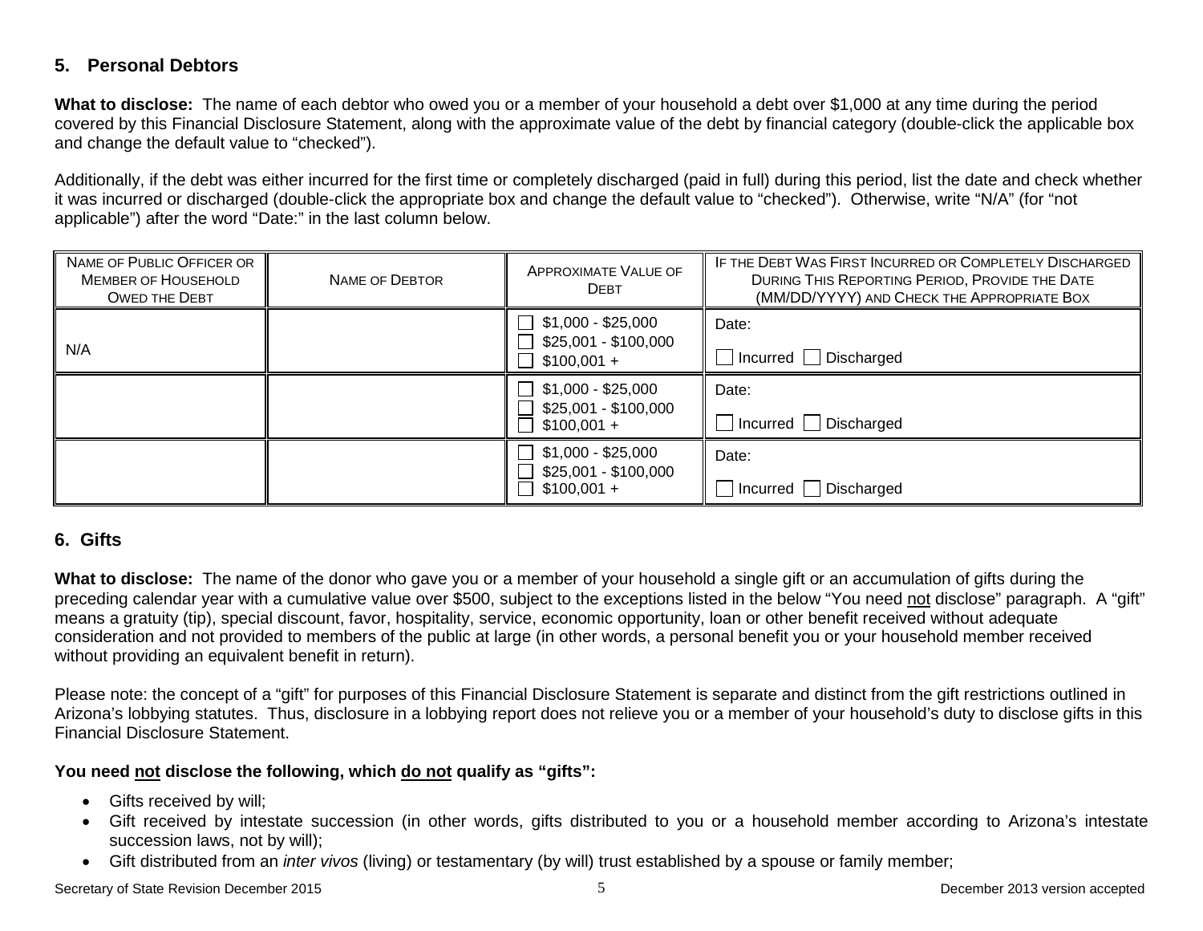## 5. Personal Debtors

**What to disclose:** The name of each debtor who owed you or a member of your household a debt over $1,000 at any time during the period covered by this Financial Disclosure Statement, along with the approximate value of the debt by financial category (double-click the applicable box and change the default value to "checked").

Additionally, if the debt was either incurred for the first time or completely discharged (paid in full) during this period, list the date and check whether it was incurred or discharged (double-click the appropriate box and change the default value to "checked"). Otherwise, write "N/A" (for "not applicable") after the word "Date:" in the last column below.

| Name of Public Officer or Member of Household Owed the Debt | Name of Debtor | Approximate Value of Debt | If the Debt Was First Incurred or Completely Discharged During This Reporting Period, Provide the Date (MM/DD/YYYY) and Check the Appropriate Box |
|---|---|---|---|
| N/A | | ☐ $1,000 - $25,000<br>☐ $25,001 - $100,000<br>☐ $100,001 + | Date:<br>☐ Incurred ☐ Discharged |
| | | ☐ $1,000 - $25,000<br>☐ $25,001 - $100,000<br>☐ $100,001 + | Date:<br>☐ Incurred ☐ Discharged |
| | | ☐ $1,000 - $25,000<br>☐ $25,001 - $100,000<br>☐ $100,001 + | Date:<br>☐ Incurred ☐ Discharged |

## 6. Gifts

**What to disclose:** The name of the donor who gave you or a member of your household a single gift or an accumulation of gifts during the preceding calendar year with a cumulative value over $500, subject to the exceptions listed in the below "You need not disclose" paragraph. A "gift" means a gratuity (tip), special discount, favor, hospitality, service, economic opportunity, loan or other benefit received without adequate consideration and not provided to members of the public at large (in other words, a personal benefit you or your household member received without providing an equivalent benefit in return).

Please note: the concept of a "gift" for purposes of this Financial Disclosure Statement is separate and distinct from the gift restrictions outlined in Arizona's lobbying statutes. Thus, disclosure in a lobbying report does not relieve you or a member of your household's duty to disclose gifts in this Financial Disclosure Statement.

**You need not disclose the following, which do not qualify as "gifts":**

- Gifts received by will;
- Gift received by intestate succession (in other words, gifts distributed to you or a household member according to Arizona's intestate succession laws, not by will);
- Gift distributed from an *inter vivos* (living) or testamentary (by will) trust established by a spouse or family member;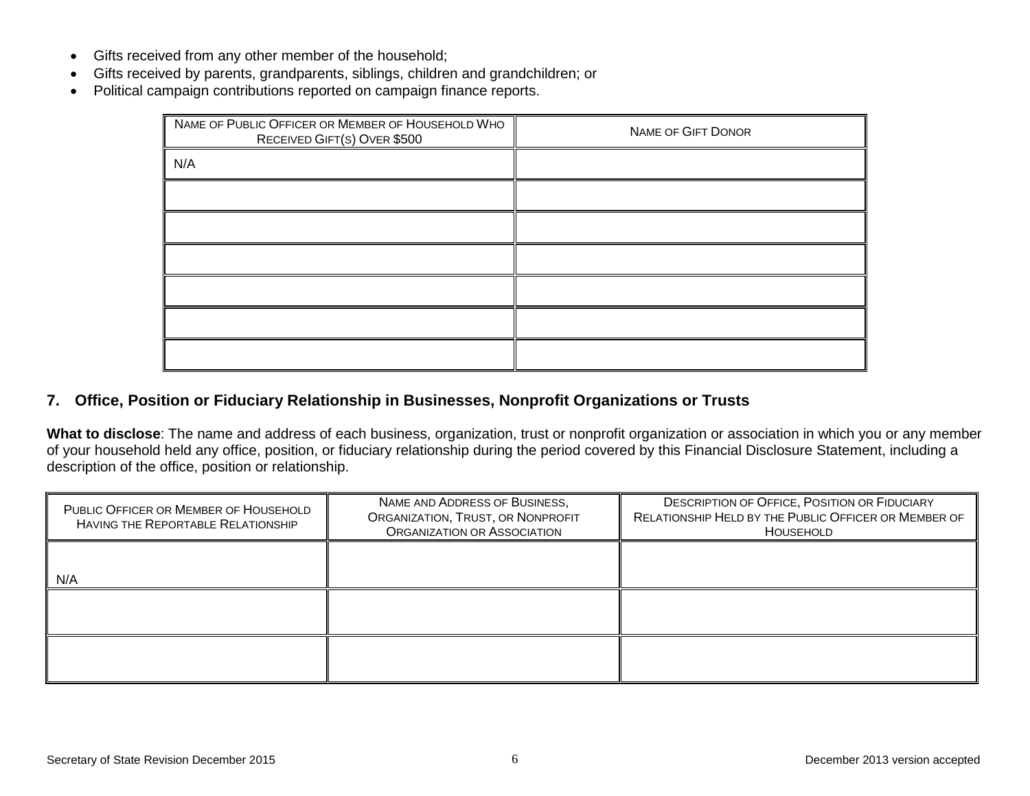- Gifts received from any other member of the household;
- Gifts received by parents, grandparents, siblings, children and grandchildren; or
- Political campaign contributions reported on campaign finance reports.

| NAME OF PUBLIC OFFICER OR MEMBER OF HOUSEHOLD WHO RECEIVED GIFT(S) OVER $500 | NAME OF GIFT DONOR |
|---|---|
| N/A | |
| | |
| | |
| | |
| | |
| | |
| | |

## 7. Office, Position or Fiduciary Relationship in Businesses, Nonprofit Organizations or Trusts

**What to disclose**: The name and address of each business, organization, trust or nonprofit organization or association in which you or any member of your household held any office, position, or fiduciary relationship during the period covered by this Financial Disclosure Statement, including a description of the office, position or relationship.

| PUBLIC OFFICER OR MEMBER OF HOUSEHOLD HAVING THE REPORTABLE RELATIONSHIP | NAME AND ADDRESS OF BUSINESS, ORGANIZATION, TRUST, OR NONPROFIT ORGANIZATION OR ASSOCIATION | DESCRIPTION OF OFFICE, POSITION OR FIDUCIARY RELATIONSHIP HELD BY THE PUBLIC OFFICER OR MEMBER OF HOUSEHOLD |
|---|---|---|
| N/A | | |
| | | |
| | | |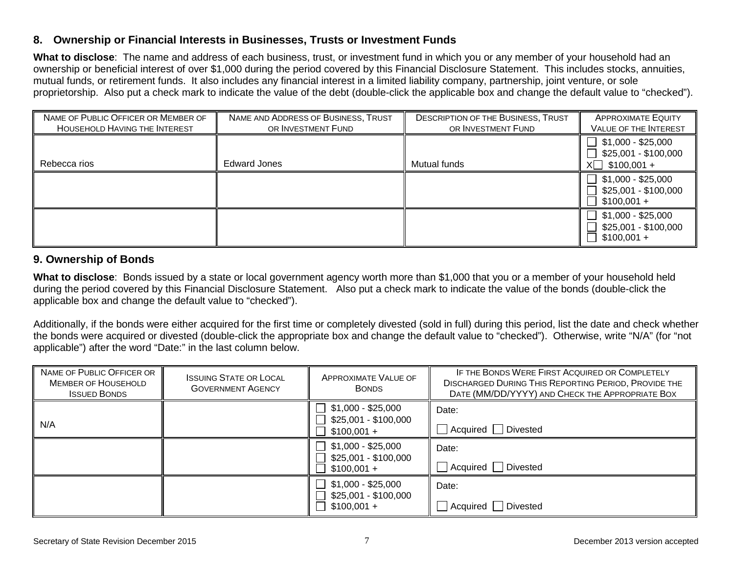## 8. Ownership or Financial Interests in Businesses, Trusts or Investment Funds

**What to disclose**: The name and address of each business, trust, or investment fund in which you or any member of your household had an ownership or beneficial interest of over $1,000 during the period covered by this Financial Disclosure Statement. This includes stocks, annuities, mutual funds, or retirement funds. It also includes any financial interest in a limited liability company, partnership, joint venture, or sole proprietorship. Also put a check mark to indicate the value of the debt (double-click the applicable box and change the default value to "checked").

| NAME OF PUBLIC OFFICER OR MEMBER OF HOUSEHOLD HAVING THE INTEREST | NAME AND ADDRESS OF BUSINESS, TRUST OR INVESTMENT FUND | DESCRIPTION OF THE BUSINESS, TRUST OR INVESTMENT FUND | APPROXIMATE EQUITY VALUE OF THE INTEREST |
|---|---|---|---|
| Rebecca rios | Edward Jones | Mutual funds | ☐ $1,000 - $25,000<br>☐ $25,001 - $100,000<br>X☐ $100,001 + |
| | | | ☐ $1,000 - $25,000<br>☐ $25,001 - $100,000<br>☐ $100,001 + |
| | | | ☐ $1,000 - $25,000<br>☐ $25,001 - $100,000<br>☐ $100,001 + |

## 9. Ownership of Bonds

**What to disclose**: Bonds issued by a state or local government agency worth more than $1,000 that you or a member of your household held during the period covered by this Financial Disclosure Statement. Also put a check mark to indicate the value of the bonds (double-click the applicable box and change the default value to "checked").

Additionally, if the bonds were either acquired for the first time or completely divested (sold in full) during this period, list the date and check whether the bonds were acquired or divested (double-click the appropriate box and change the default value to "checked"). Otherwise, write "N/A" (for "not applicable") after the word "Date:" in the last column below.

| NAME OF PUBLIC OFFICER OR MEMBER OF HOUSEHOLD ISSUED BONDS | ISSUING STATE OR LOCAL GOVERNMENT AGENCY | APPROXIMATE VALUE OF BONDS | IF THE BONDS WERE FIRST ACQUIRED OR COMPLETELY DISCHARGED DURING THIS REPORTING PERIOD, PROVIDE THE DATE (MM/DD/YYYY) AND CHECK THE APPROPRIATE BOX |
|---|---|---|---|
| N/A | | ☐ $1,000 - $25,000<br>☐ $25,001 - $100,000<br>☐ $100,001 + | Date:<br>☐ Acquired ☐ Divested |
| | | ☐ $1,000 - $25,000<br>☐ $25,001 - $100,000<br>☐ $100,001 + | Date:<br>☐ Acquired ☐ Divested |
| | | ☐ $1,000 - $25,000<br>☐ $25,001 - $100,000<br>☐ $100,001 + | Date:<br>☐ Acquired ☐ Divested |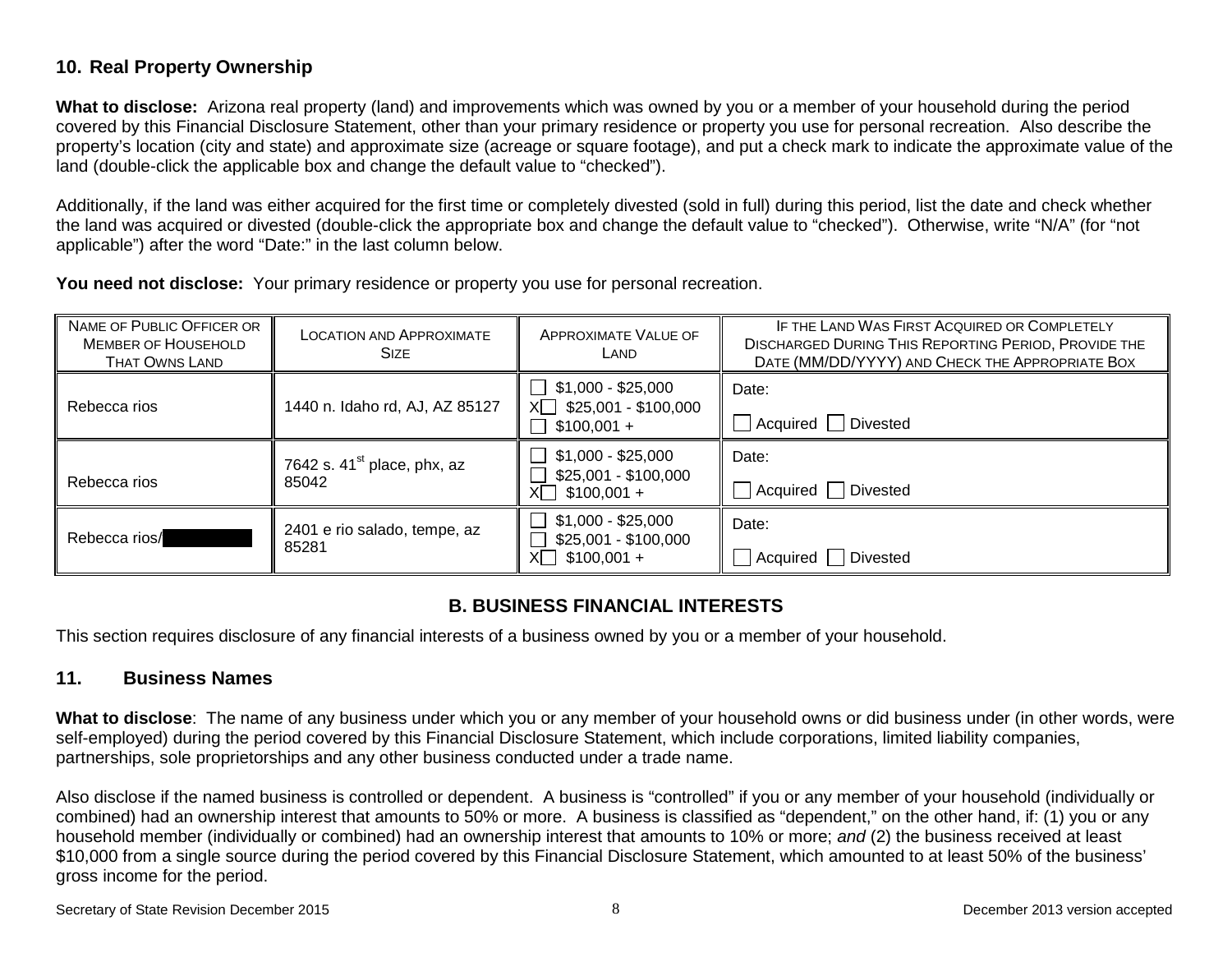## 10. Real Property Ownership

**What to disclose:** Arizona real property (land) and improvements which was owned by you or a member of your household during the period covered by this Financial Disclosure Statement, other than your primary residence or property you use for personal recreation. Also describe the property's location (city and state) and approximate size (acreage or square footage), and put a check mark to indicate the approximate value of the land (double-click the applicable box and change the default value to "checked").

Additionally, if the land was either acquired for the first time or completely divested (sold in full) during this period, list the date and check whether the land was acquired or divested (double-click the appropriate box and change the default value to "checked"). Otherwise, write "N/A" (for "not applicable") after the word "Date:" in the last column below.

**You need not disclose:** Your primary residence or property you use for personal recreation.

| Name of Public Officer or Member of Household That Owns Land | Location and Approximate Size | Approximate Value of Land | If the Land Was First Acquired or Completely Discharged During This Reporting Period, Provide the Date (MM/DD/YYYY) and Check the Appropriate Box |
|---|---|---|---|
| Rebecca rios | 1440 n. Idaho rd, AJ, AZ 85127 | ☐ $1,000 - $25,000<br>X☐ $25,001 - $100,000<br>☐ $100,001 + | Date:<br>☐ Acquired ☐ Divested |
| Rebecca rios | 7642 s. 41st place, phx, az 85042 | ☐ $1,000 - $25,000<br>☐ $25,001 - $100,000<br>X☐ $100,001 + | Date:<br>☐ Acquired ☐ Divested |
| Rebecca rios/[REDACTED] | 2401 e rio salado, tempe, az 85281 | ☐ $1,000 - $25,000<br>☐ $25,001 - $100,000<br>X☐ $100,001 + | Date:<br>☐ Acquired ☐ Divested |

# B. BUSINESS FINANCIAL INTERESTS

This section requires disclosure of any financial interests of a business owned by you or a member of your household.

## 11. Business Names

**What to disclose**: The name of any business under which you or any member of your household owns or did business under (in other words, were self-employed) during the period covered by this Financial Disclosure Statement, which include corporations, limited liability companies, partnerships, sole proprietorships and any other business conducted under a trade name.

Also disclose if the named business is controlled or dependent. A business is "controlled" if you or any member of your household (individually or combined) had an ownership interest that amounts to 50% or more. A business is classified as "dependent," on the other hand, if: (1) you or any household member (individually or combined) had an ownership interest that amounts to 10% or more; *and* (2) the business received at least $10,000 from a single source during the period covered by this Financial Disclosure Statement, which amounted to at least 50% of the business' gross income for the period.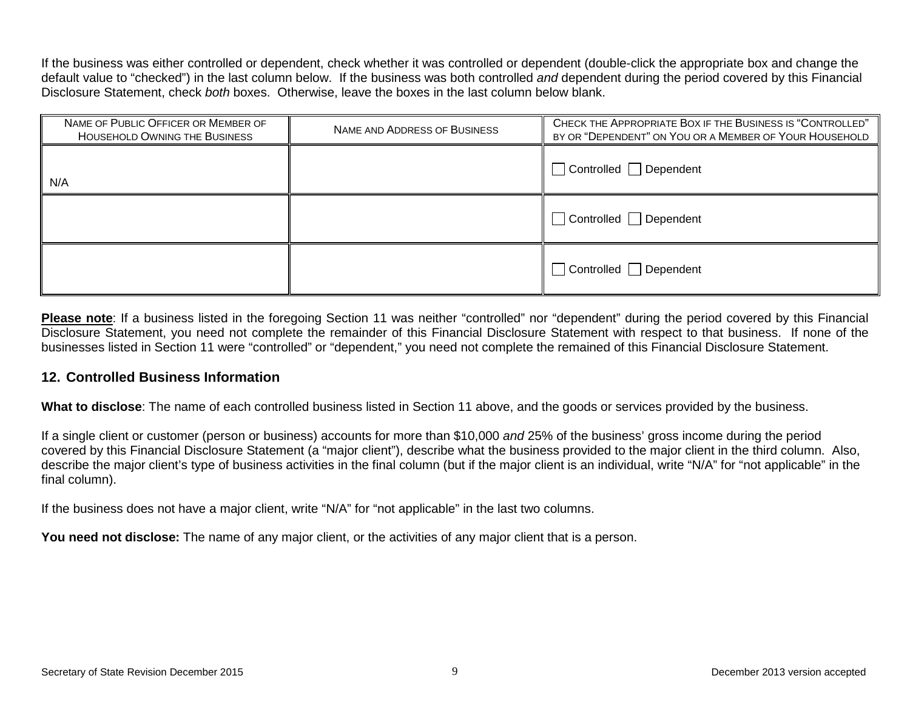If the business was either controlled or dependent, check whether it was controlled or dependent (double-click the appropriate box and change the default value to “checked”) in the last column below. If the business was both controlled *and* dependent during the period covered by this Financial Disclosure Statement, check *both* boxes. Otherwise, leave the boxes in the last column below blank.

| NAME OF PUBLIC OFFICER OR MEMBER OF HOUSEHOLD OWNING THE BUSINESS | NAME AND ADDRESS OF BUSINESS | CHECK THE APPROPRIATE BOX IF THE BUSINESS IS “CONTROLLED” BY OR “DEPENDENT” ON YOU OR A MEMBER OF YOUR HOUSEHOLD |
|---|---|---|
| N/A | | ☐ Controlled ☐ Dependent |
| | | ☐ Controlled ☐ Dependent |
| | | ☐ Controlled ☐ Dependent |

**Please note**: If a business listed in the foregoing Section 11 was neither “controlled” nor “dependent” during the period covered by this Financial Disclosure Statement, you need not complete the remainder of this Financial Disclosure Statement with respect to that business. If none of the businesses listed in Section 11 were “controlled” or “dependent,” you need not complete the remained of this Financial Disclosure Statement.

## 12. Controlled Business Information

**What to disclose**: The name of each controlled business listed in Section 11 above, and the goods or services provided by the business.

If a single client or customer (person or business) accounts for more than $10,000 *and* 25% of the business’ gross income during the period covered by this Financial Disclosure Statement (a “major client”), describe what the business provided to the major client in the third column. Also, describe the major client’s type of business activities in the final column (but if the major client is an individual, write “N/A” for “not applicable” in the final column).

If the business does not have a major client, write “N/A” for “not applicable” in the last two columns.

**You need not disclose:** The name of any major client, or the activities of any major client that is a person.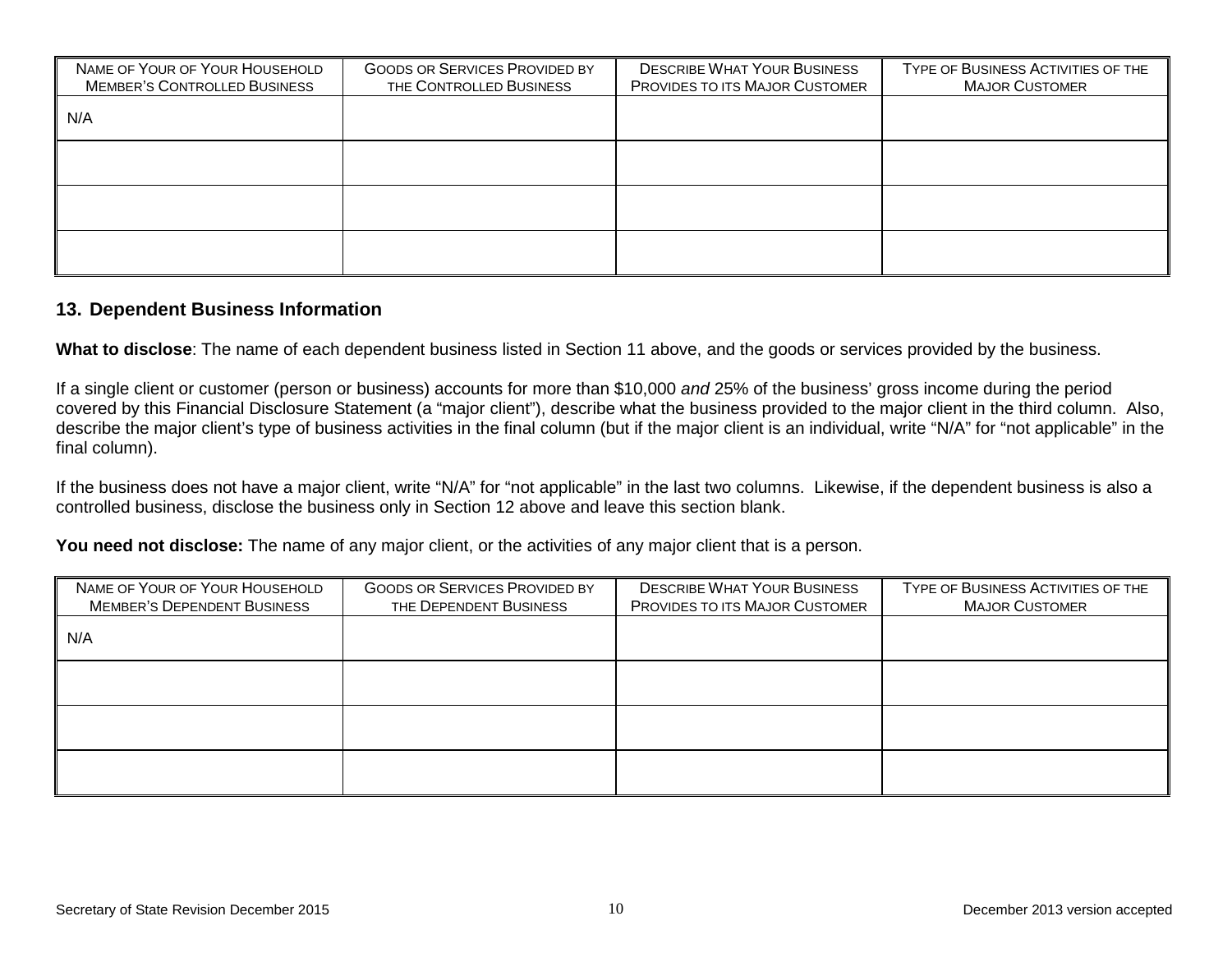| Name of Your of Your Household Member's Controlled Business | Goods or Services Provided by the Controlled Business | Describe What Your Business Provides to its Major Customer | Type of Business Activities of the Major Customer |
|---|---|---|---|
| N/A | | | |
| | | | |
| | | | |
| | | | |

## 13. Dependent Business Information

**What to disclose**: The name of each dependent business listed in Section 11 above, and the goods or services provided by the business.

If a single client or customer (person or business) accounts for more than $10,000 *and* 25% of the business' gross income during the period covered by this Financial Disclosure Statement (a "major client"), describe what the business provided to the major client in the third column. Also, describe the major client's type of business activities in the final column (but if the major client is an individual, write "N/A" for "not applicable" in the final column).

If the business does not have a major client, write "N/A" for "not applicable" in the last two columns. Likewise, if the dependent business is also a controlled business, disclose the business only in Section 12 above and leave this section blank.

**You need not disclose:** The name of any major client, or the activities of any major client that is a person.

| Name of Your of Your Household Member's Dependent Business | Goods or Services Provided by the Dependent Business | Describe What Your Business Provides to its Major Customer | Type of Business Activities of the Major Customer |
|---|---|---|---|
| N/A | | | |
| | | | |
| | | | |
| | | | |

Secretary of State Revision December 2015 | December 2013 version accepted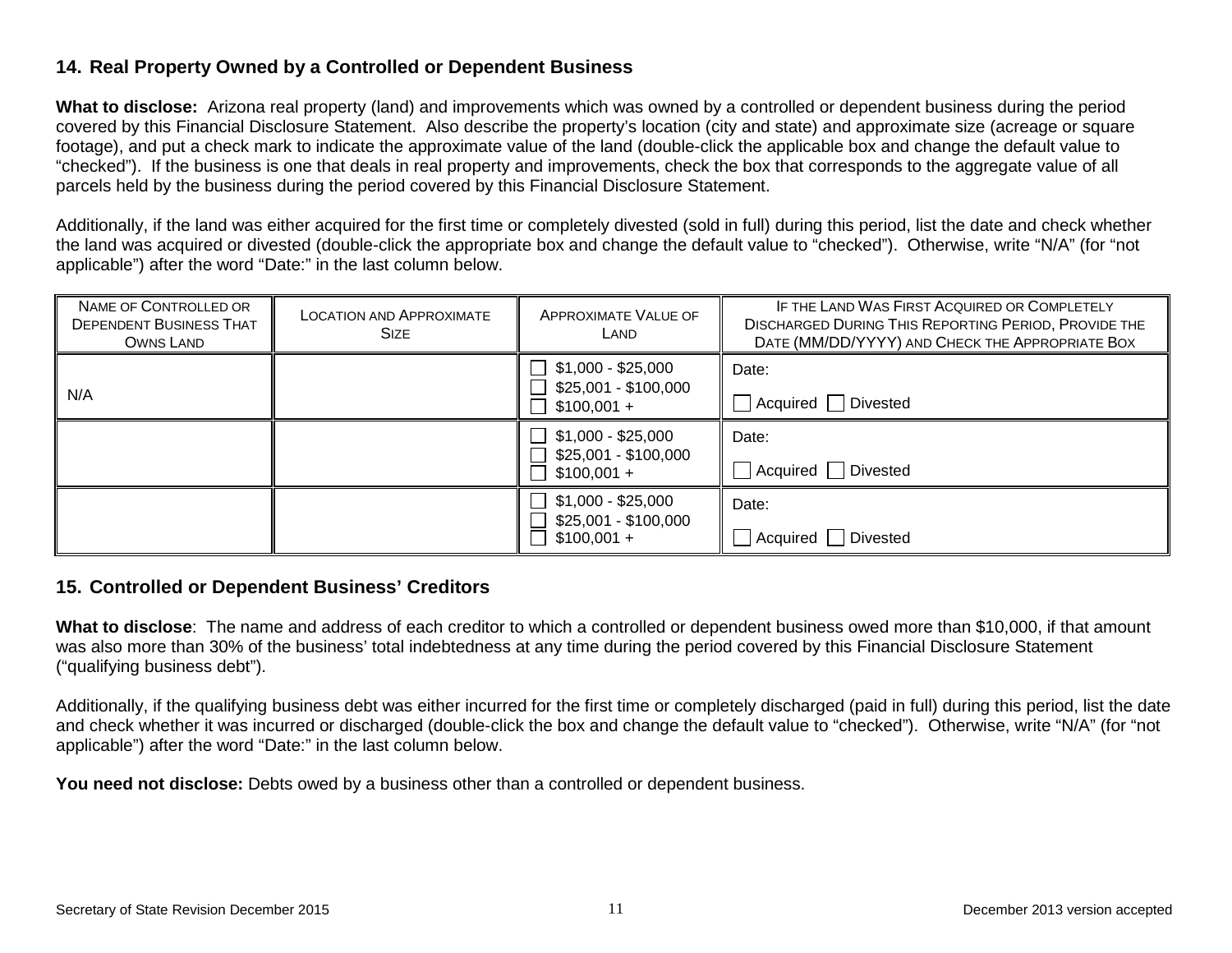## 14. Real Property Owned by a Controlled or Dependent Business

**What to disclose:** Arizona real property (land) and improvements which was owned by a controlled or dependent business during the period covered by this Financial Disclosure Statement. Also describe the property's location (city and state) and approximate size (acreage or square footage), and put a check mark to indicate the approximate value of the land (double-click the applicable box and change the default value to "checked"). If the business is one that deals in real property and improvements, check the box that corresponds to the aggregate value of all parcels held by the business during the period covered by this Financial Disclosure Statement.

Additionally, if the land was either acquired for the first time or completely divested (sold in full) during this period, list the date and check whether the land was acquired or divested (double-click the appropriate box and change the default value to "checked"). Otherwise, write "N/A" (for "not applicable") after the word "Date:" in the last column below.

| Name of Controlled or Dependent Business That Owns Land | Location and Approximate Size | Approximate Value of Land | If the Land Was First Acquired or Completely Discharged During This Reporting Period, Provide the Date (MM/DD/YYYY) and Check the Appropriate Box |
|---|---|---|---|
| N/A | | ☐ $1,000 - $25,000<br>☐ $25,001 - $100,000<br>☐ $100,001 + | Date:<br>☐ Acquired ☐ Divested |
| | | ☐ $1,000 - $25,000<br>☐ $25,001 - $100,000<br>☐ $100,001 + | Date:<br>☐ Acquired ☐ Divested |
| | | ☐ $1,000 - $25,000<br>☐ $25,001 - $100,000<br>☐ $100,001 + | Date:<br>☐ Acquired ☐ Divested |

## 15. Controlled or Dependent Business' Creditors

**What to disclose**: The name and address of each creditor to which a controlled or dependent business owed more than $10,000, if that amount was also more than 30% of the business' total indebtedness at any time during the period covered by this Financial Disclosure Statement ("qualifying business debt").

Additionally, if the qualifying business debt was either incurred for the first time or completely discharged (paid in full) during this period, list the date and check whether it was incurred or discharged (double-click the box and change the default value to "checked"). Otherwise, write "N/A" (for "not applicable") after the word "Date:" in the last column below.

**You need not disclose:** Debts owed by a business other than a controlled or dependent business.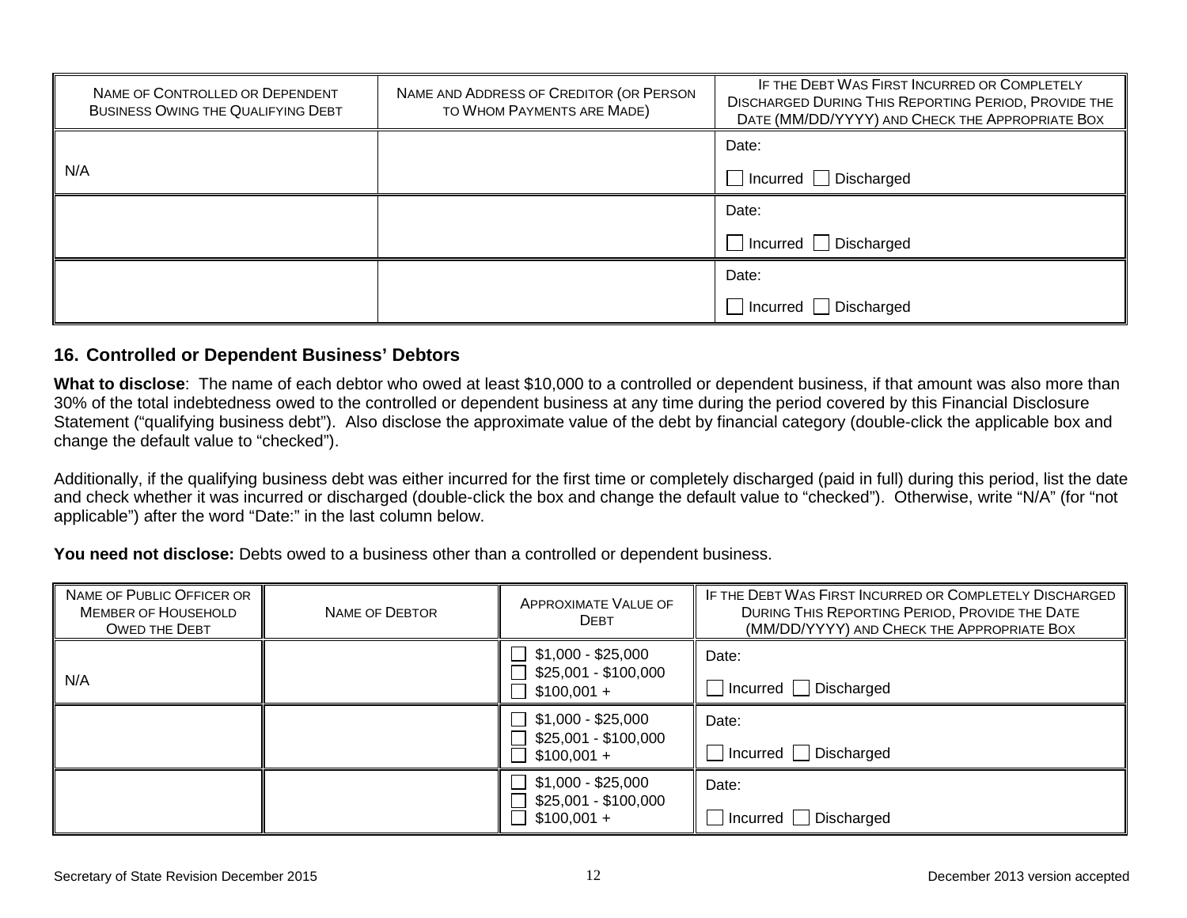| Name of Controlled or Dependent Business Owing the Qualifying Debt | Name and Address of Creditor (or Person to Whom Payments are Made) | If the Debt Was First Incurred or Completely Discharged During This Reporting Period, Provide the Date (MM/DD/YYYY) and Check the Appropriate Box |
| --- | --- | --- |
| N/A | | Date: ☐ Incurred ☐ Discharged |
| | | Date: ☐ Incurred ☐ Discharged |
| | | Date: ☐ Incurred ☐ Discharged |

## 16. Controlled or Dependent Business' Debtors

**What to disclose**: The name of each debtor who owed at least $10,000 to a controlled or dependent business, if that amount was also more than 30% of the total indebtedness owed to the controlled or dependent business at any time during the period covered by this Financial Disclosure Statement ("qualifying business debt"). Also disclose the approximate value of the debt by financial category (double-click the applicable box and change the default value to "checked").

Additionally, if the qualifying business debt was either incurred for the first time or completely discharged (paid in full) during this period, list the date and check whether it was incurred or discharged (double-click the box and change the default value to "checked"). Otherwise, write "N/A" (for "not applicable") after the word "Date:" in the last column below.

**You need not disclose:** Debts owed to a business other than a controlled or dependent business.

| Name of Public Officer or Member of Household Owed the Debt | Name of Debtor | Approximate Value of Debt | If the Debt Was First Incurred or Completely Discharged During This Reporting Period, Provide the Date (MM/DD/YYYY) and Check the Appropriate Box |
| --- | --- | --- | --- |
| N/A | | ☐ $1,000 - $25,000 ☐ $25,001 - $100,000 ☐ $100,001 + | Date: ☐ Incurred ☐ Discharged |
| | | ☐ $1,000 - $25,000 ☐ $25,001 - $100,000 ☐ $100,001 + | Date: ☐ Incurred ☐ Discharged |
| | | ☐ $1,000 - $25,000 ☐ $25,001 - $100,000 ☐ $100,001 + | Date: ☐ Incurred ☐ Discharged |